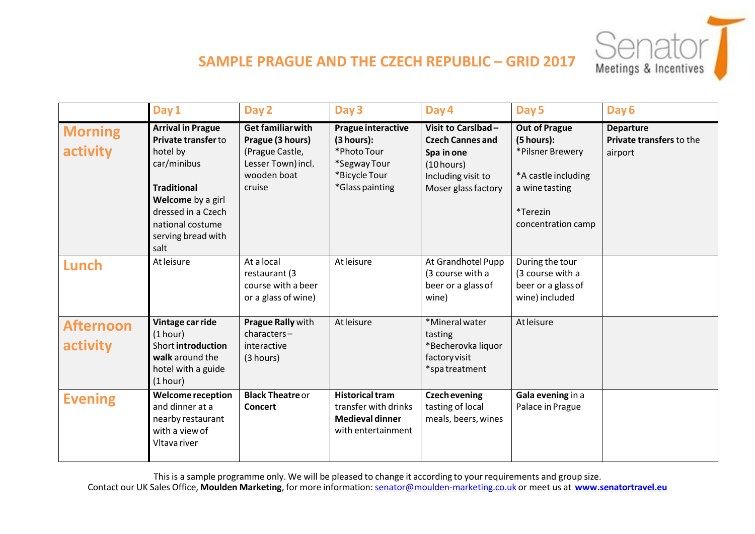# SAMPLE PRAGUE AND THE CZECH REPUBLIC – GRID 2017

Senator Meetings & Incentives

| | Day 1 | Day 2 | Day 3 | Day 4 | Day 5 | Day 6 |
|---|---|---|---|---|---|---|
| **Morning activity** | **Arrival in Prague** **Private transfer** to hotel by car/minibus<br><br>**Traditional Welcome** by a girl dressed in a Czech national costume serving bread with salt | **Get familiar with Prague (3 hours)** (Prague Castle, Lesser Town) incl. wooden boat cruise | **Prague interactive (3 hours):**<br>*Photo Tour<br>*Segway Tour<br>*Bicycle Tour<br>*Glass painting | **Visit to Carslbad – Czech Cannes and Spa in one** (10 hours) Including visit to Moser glass factory | **Out of Prague (5 hours):**<br>*Pilsner Brewery<br><br>*A castle including a wine tasting<br><br>*Terezin concentration camp | **Departure** **Private transfers** to the airport |
| **Lunch** | At leisure | At a local restaurant (3 course with a beer or a glass of wine) | At leisure | At Grandhotel Pupp (3 course with a beer or a glass of wine) | During the tour (3 course with a beer or a glass of wine) included | |
| **Afternoon activity** | **Vintage car ride** (1 hour)<br>Short **introduction walk** around the hotel with a guide (1 hour) | **Prague Rally** with characters – interactive (3 hours) | At leisure | *Mineral water tasting<br>*Becherovka liquor factory visit<br>*spa treatment | At leisure | |
| **Evening** | **Welcome reception** and dinner at a nearby restaurant with a view of Vltava river | **Black Theatre** or **Concert** | **Historical tram** transfer with drinks **Medieval dinner** with entertainment | **Czech evening** tasting of local meals, beers, wines | **Gala evening** in a Palace in Prague | |

This is a sample programme only. We will be pleased to change it according to your requirements and group size.
Contact our UK Sales Office, **Moulden Marketing**, for more information: senator@moulden-marketing.co.uk or meet us at **www.senatortravel.eu**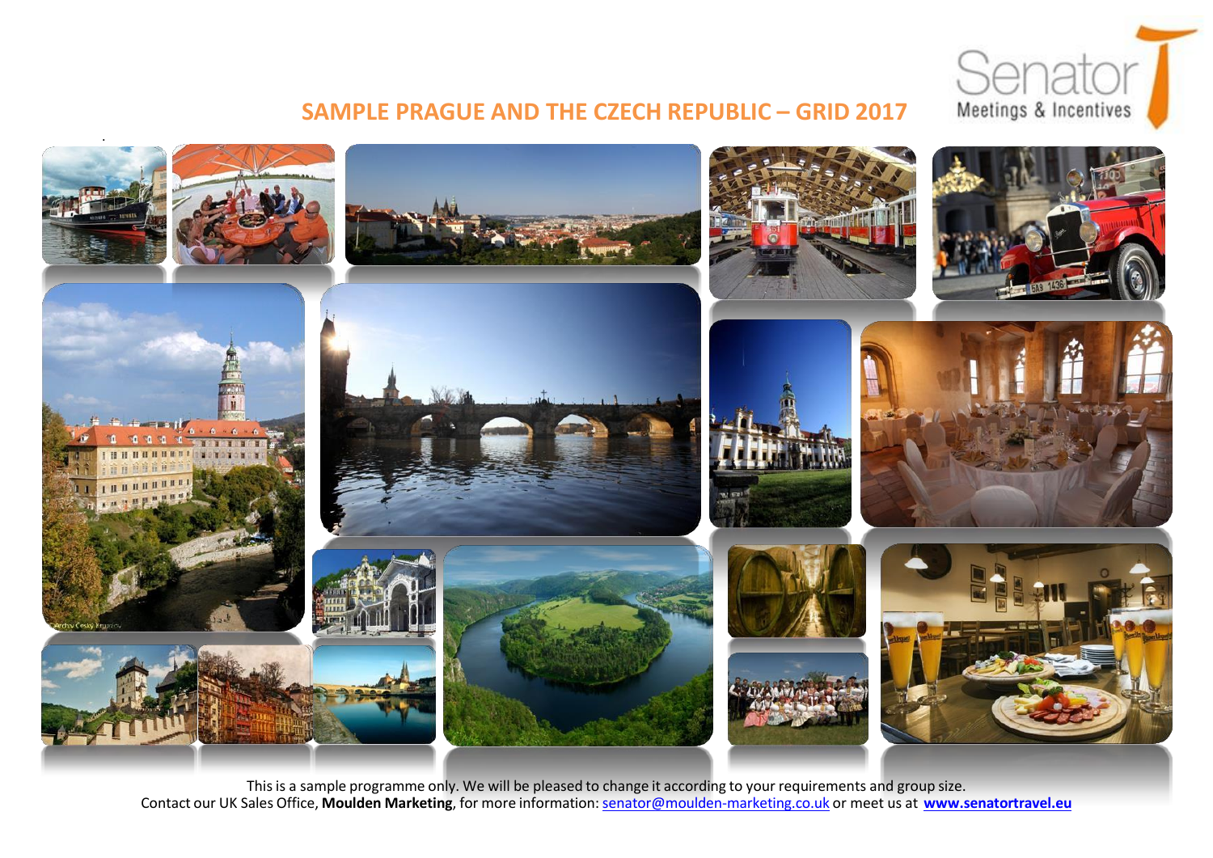## SAMPLE PRAGUE AND THE CZECH REPUBLIC – GRID 2017

This is a sample programme only. We will be pleased to change it according to your requirements and group size.
Contact our UK Sales Office, **Moulden Marketing**, for more information: senator@moulden-marketing.co.uk or meet us at **www.senatortravel.eu**